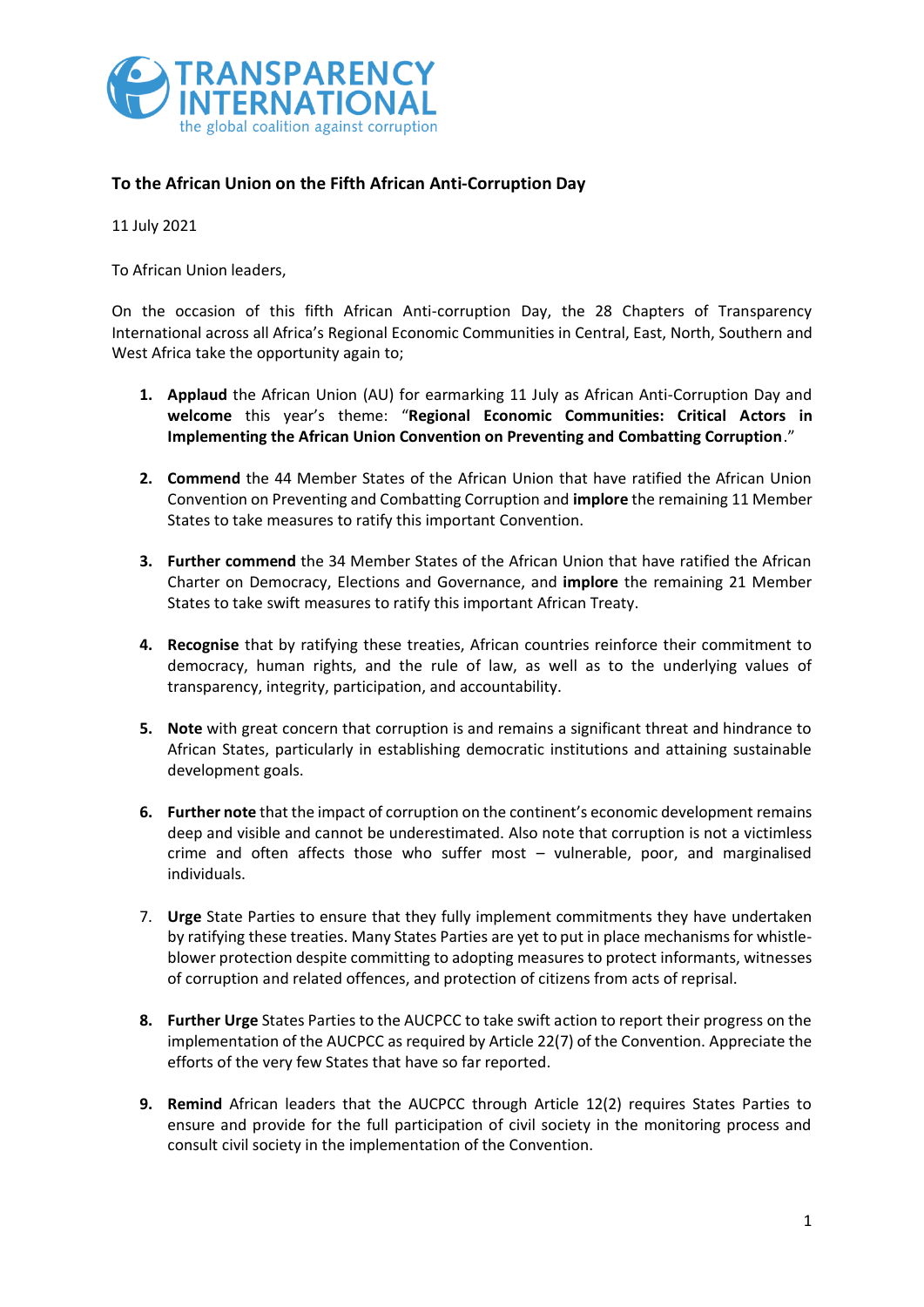**TRANSPARENCY INTERNATIONAL**
the global coalition against corruption

## To the African Union on the Fifth African Anti-Corruption Day

11 July 2021

To African Union leaders,

On the occasion of this fifth African Anti-corruption Day, the 28 Chapters of Transparency International across all Africa's Regional Economic Communities in Central, East, North, Southern and West Africa take the opportunity again to;

1. **Applaud** the African Union (AU) for earmarking 11 July as African Anti-Corruption Day and **welcome** this year's theme: "**Regional Economic Communities: Critical Actors in Implementing the African Union Convention on Preventing and Combatting Corruption**."

2. **Commend** the 44 Member States of the African Union that have ratified the African Union Convention on Preventing and Combatting Corruption and **implore** the remaining 11 Member States to take measures to ratify this important Convention.

3. **Further commend** the 34 Member States of the African Union that have ratified the African Charter on Democracy, Elections and Governance, and **implore** the remaining 21 Member States to take swift measures to ratify this important African Treaty.

4. **Recognise** that by ratifying these treaties, African countries reinforce their commitment to democracy, human rights, and the rule of law, as well as to the underlying values of transparency, integrity, participation, and accountability.

5. **Note** with great concern that corruption is and remains a significant threat and hindrance to African States, particularly in establishing democratic institutions and attaining sustainable development goals.

6. **Further note** that the impact of corruption on the continent's economic development remains deep and visible and cannot be underestimated. Also note that corruption is not a victimless crime and often affects those who suffer most – vulnerable, poor, and marginalised individuals.

7. **Urge** State Parties to ensure that they fully implement commitments they have undertaken by ratifying these treaties. Many States Parties are yet to put in place mechanisms for whistle-blower protection despite committing to adopting measures to protect informants, witnesses of corruption and related offences, and protection of citizens from acts of reprisal.

8. **Further Urge** States Parties to the AUCPCC to take swift action to report their progress on the implementation of the AUCPCC as required by Article 22(7) of the Convention. Appreciate the efforts of the very few States that have so far reported.

9. **Remind** African leaders that the AUCPCC through Article 12(2) requires States Parties to ensure and provide for the full participation of civil society in the monitoring process and consult civil society in the implementation of the Convention.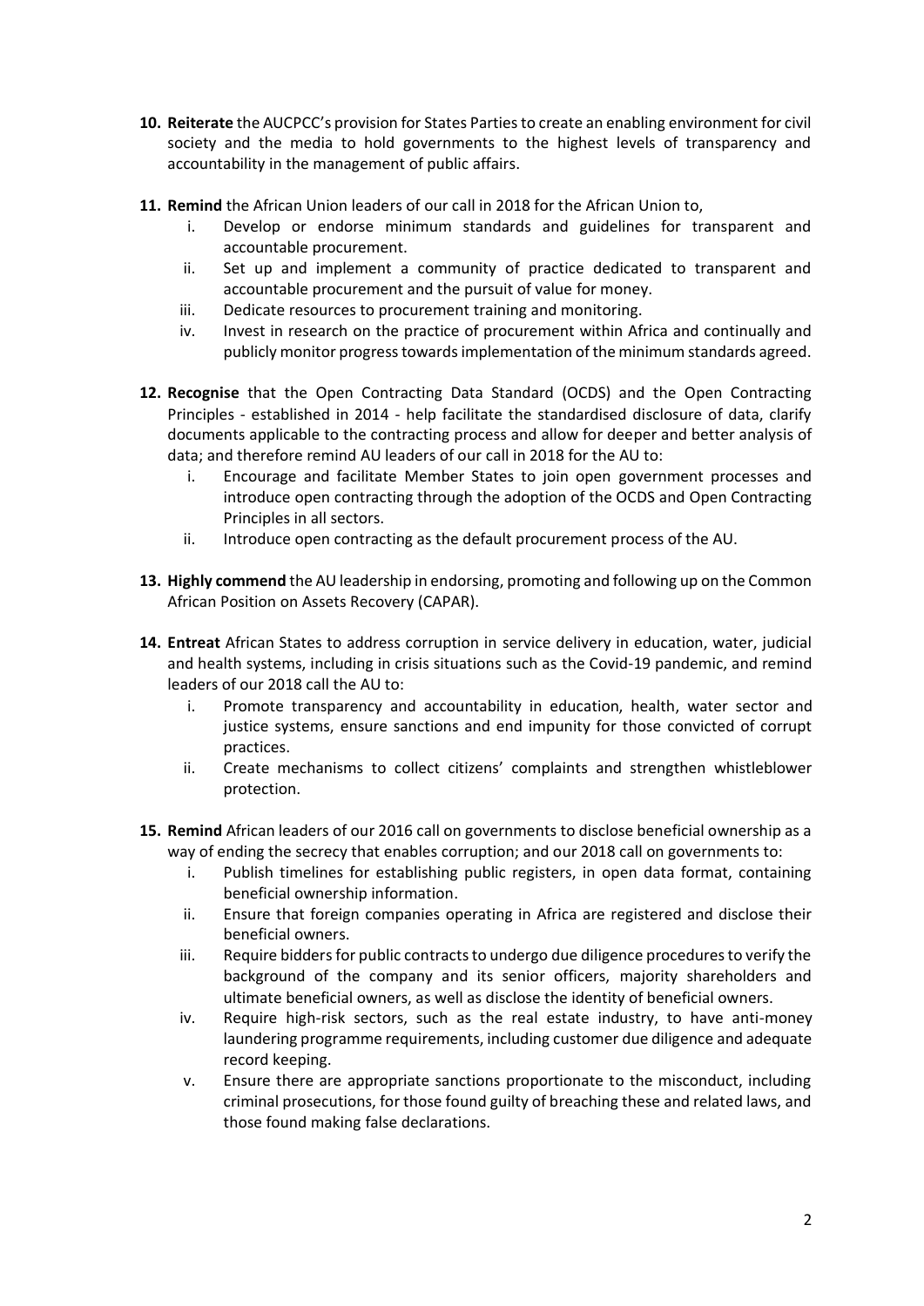10. **Reiterate** the AUCPCC's provision for States Parties to create an enabling environment for civil society and the media to hold governments to the highest levels of transparency and accountability in the management of public affairs.

11. **Remind** the African Union leaders of our call in 2018 for the African Union to,
    i. Develop or endorse minimum standards and guidelines for transparent and accountable procurement.
    ii. Set up and implement a community of practice dedicated to transparent and accountable procurement and the pursuit of value for money.
    iii. Dedicate resources to procurement training and monitoring.
    iv. Invest in research on the practice of procurement within Africa and continually and publicly monitor progress towards implementation of the minimum standards agreed.

12. **Recognise** that the Open Contracting Data Standard (OCDS) and the Open Contracting Principles - established in 2014 - help facilitate the standardised disclosure of data, clarify documents applicable to the contracting process and allow for deeper and better analysis of data; and therefore remind AU leaders of our call in 2018 for the AU to:
    i. Encourage and facilitate Member States to join open government processes and introduce open contracting through the adoption of the OCDS and Open Contracting Principles in all sectors.
    ii. Introduce open contracting as the default procurement process of the AU.

13. **Highly commend** the AU leadership in endorsing, promoting and following up on the Common African Position on Assets Recovery (CAPAR).

14. **Entreat** African States to address corruption in service delivery in education, water, judicial and health systems, including in crisis situations such as the Covid-19 pandemic, and remind leaders of our 2018 call the AU to:
    i. Promote transparency and accountability in education, health, water sector and justice systems, ensure sanctions and end impunity for those convicted of corrupt practices.
    ii. Create mechanisms to collect citizens' complaints and strengthen whistleblower protection.

15. **Remind** African leaders of our 2016 call on governments to disclose beneficial ownership as a way of ending the secrecy that enables corruption; and our 2018 call on governments to:
    i. Publish timelines for establishing public registers, in open data format, containing beneficial ownership information.
    ii. Ensure that foreign companies operating in Africa are registered and disclose their beneficial owners.
    iii. Require bidders for public contracts to undergo due diligence procedures to verify the background of the company and its senior officers, majority shareholders and ultimate beneficial owners, as well as disclose the identity of beneficial owners.
    iv. Require high-risk sectors, such as the real estate industry, to have anti-money laundering programme requirements, including customer due diligence and adequate record keeping.
    v. Ensure there are appropriate sanctions proportionate to the misconduct, including criminal prosecutions, for those found guilty of breaching these and related laws, and those found making false declarations.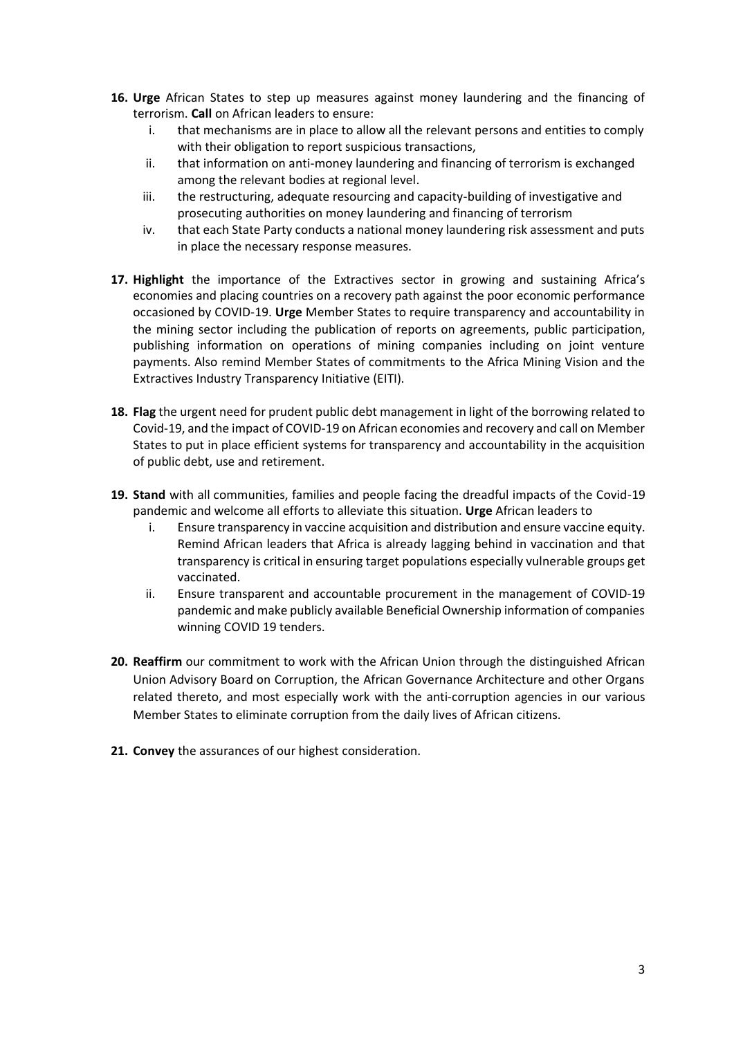16. **Urge** African States to step up measures against money laundering and the financing of terrorism. **Call** on African leaders to ensure:
    i. that mechanisms are in place to allow all the relevant persons and entities to comply with their obligation to report suspicious transactions,
    ii. that information on anti-money laundering and financing of terrorism is exchanged among the relevant bodies at regional level.
    iii. the restructuring, adequate resourcing and capacity-building of investigative and prosecuting authorities on money laundering and financing of terrorism
    iv. that each State Party conducts a national money laundering risk assessment and puts in place the necessary response measures.

17. **Highlight** the importance of the Extractives sector in growing and sustaining Africa's economies and placing countries on a recovery path against the poor economic performance occasioned by COVID-19. **Urge** Member States to require transparency and accountability in the mining sector including the publication of reports on agreements, public participation, publishing information on operations of mining companies including on joint venture payments. Also remind Member States of commitments to the Africa Mining Vision and the Extractives Industry Transparency Initiative (EITI).

18. **Flag** the urgent need for prudent public debt management in light of the borrowing related to Covid-19, and the impact of COVID-19 on African economies and recovery and call on Member States to put in place efficient systems for transparency and accountability in the acquisition of public debt, use and retirement.

19. **Stand** with all communities, families and people facing the dreadful impacts of the Covid-19 pandemic and welcome all efforts to alleviate this situation. **Urge** African leaders to
    i. Ensure transparency in vaccine acquisition and distribution and ensure vaccine equity. Remind African leaders that Africa is already lagging behind in vaccination and that transparency is critical in ensuring target populations especially vulnerable groups get vaccinated.
    ii. Ensure transparent and accountable procurement in the management of COVID-19 pandemic and make publicly available Beneficial Ownership information of companies winning COVID 19 tenders.

20. **Reaffirm** our commitment to work with the African Union through the distinguished African Union Advisory Board on Corruption, the African Governance Architecture and other Organs related thereto, and most especially work with the anti-corruption agencies in our various Member States to eliminate corruption from the daily lives of African citizens.

21. **Convey** the assurances of our highest consideration.